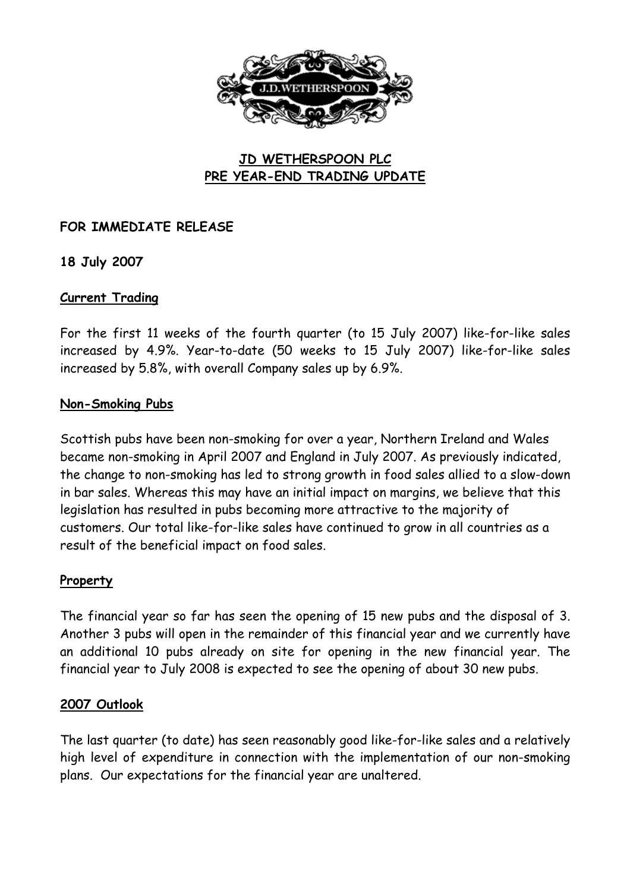# JD WETHERSPOON PLC
# PRE YEAR-END TRADING UPDATE

**FOR IMMEDIATE RELEASE**

**18 July 2007**

## Current Trading

For the first 11 weeks of the fourth quarter (to 15 July 2007) like-for-like sales increased by 4.9%. Year-to-date (50 weeks to 15 July 2007) like-for-like sales increased by 5.8%, with overall Company sales up by 6.9%.

## Non-Smoking Pubs

Scottish pubs have been non-smoking for over a year, Northern Ireland and Wales became non-smoking in April 2007 and England in July 2007. As previously indicated, the change to non-smoking has led to strong growth in food sales allied to a slow-down in bar sales. Whereas this may have an initial impact on margins, we believe that this legislation has resulted in pubs becoming more attractive to the majority of customers. Our total like-for-like sales have continued to grow in all countries as a result of the beneficial impact on food sales.

## Property

The financial year so far has seen the opening of 15 new pubs and the disposal of 3. Another 3 pubs will open in the remainder of this financial year and we currently have an additional 10 pubs already on site for opening in the new financial year. The financial year to July 2008 is expected to see the opening of about 30 new pubs.

## 2007 Outlook

The last quarter (to date) has seen reasonably good like-for-like sales and a relatively high level of expenditure in connection with the implementation of our non-smoking plans. Our expectations for the financial year are unaltered.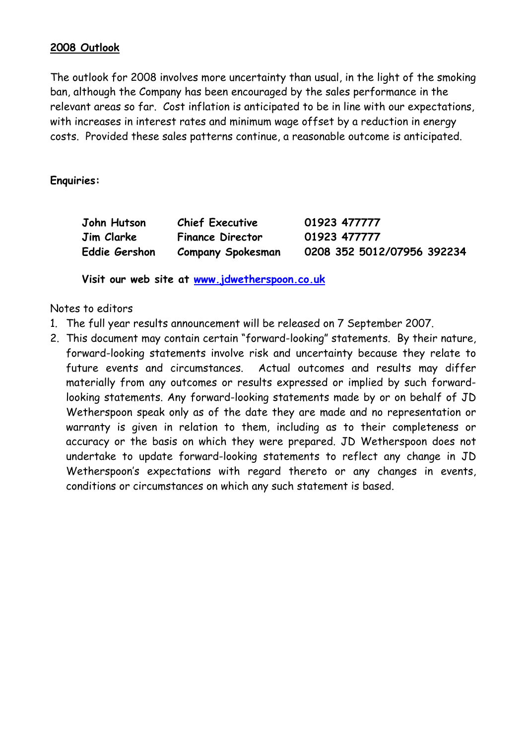**2008 Outlook**

The outlook for 2008 involves more uncertainty than usual, in the light of the smoking ban, although the Company has been encouraged by the sales performance in the relevant areas so far. Cost inflation is anticipated to be in line with our expectations, with increases in interest rates and minimum wage offset by a reduction in energy costs. Provided these sales patterns continue, a reasonable outcome is anticipated.

**Enquiries:**

| | | |
|---|---|---|
| **John Hutson** | **Chief Executive** | **01923 477777** |
| **Jim Clarke** | **Finance Director** | **01923 477777** |
| **Eddie Gershon** | **Company Spokesman** | **0208 352 5012/07956 392234** |

**Visit our web site at [www.jdwetherspoon.co.uk](http://www.jdwetherspoon.co.uk)**

Notes to editors

1. The full year results announcement will be released on 7 September 2007.
2. This document may contain certain "forward-looking" statements. By their nature, forward-looking statements involve risk and uncertainty because they relate to future events and circumstances. Actual outcomes and results may differ materially from any outcomes or results expressed or implied by such forward-looking statements. Any forward-looking statements made by or on behalf of JD Wetherspoon speak only as of the date they are made and no representation or warranty is given in relation to them, including as to their completeness or accuracy or the basis on which they were prepared. JD Wetherspoon does not undertake to update forward-looking statements to reflect any change in JD Wetherspoon's expectations with regard thereto or any changes in events, conditions or circumstances on which any such statement is based.